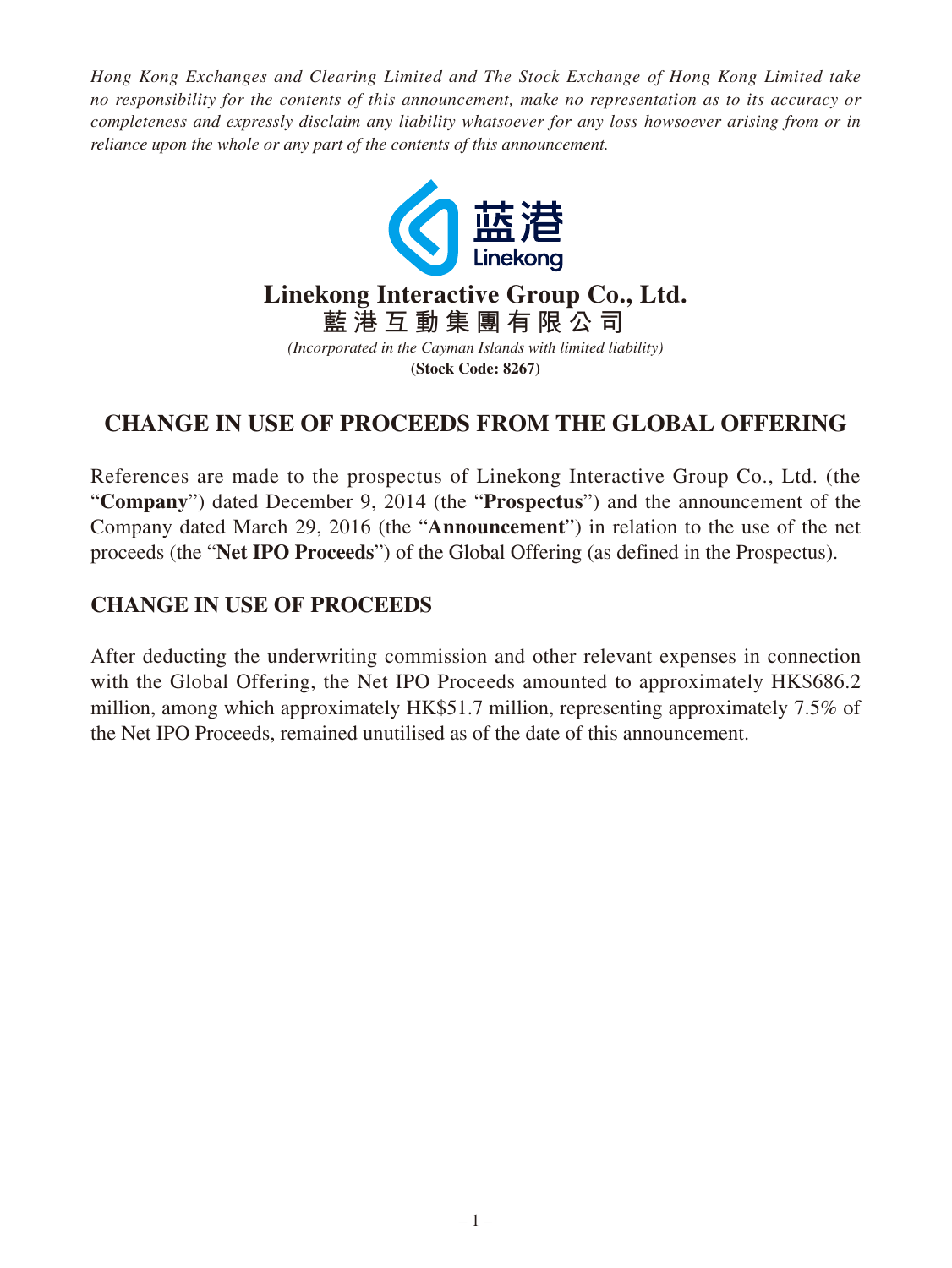*Hong Kong Exchanges and Clearing Limited and The Stock Exchange of Hong Kong Limited take no responsibility for the contents of this announcement, make no representation as to its accuracy or completeness and expressly disclaim any liability whatsoever for any loss howsoever arising from or in reliance upon the whole or any part of the contents of this announcement.*

# Linekong Interactive Group Co., Ltd.
# 藍港互動集團有限公司

*(Incorporated in the Cayman Islands with limited liability)*

**(Stock Code: 8267)**

## CHANGE IN USE OF PROCEEDS FROM THE GLOBAL OFFERING

References are made to the prospectus of Linekong Interactive Group Co., Ltd. (the "**Company**") dated December 9, 2014 (the "**Prospectus**") and the announcement of the Company dated March 29, 2016 (the "**Announcement**") in relation to the use of the net proceeds (the "**Net IPO Proceeds**") of the Global Offering (as defined in the Prospectus).

## CHANGE IN USE OF PROCEEDS

After deducting the underwriting commission and other relevant expenses in connection with the Global Offering, the Net IPO Proceeds amounted to approximately HK$686.2 million, among which approximately HK$51.7 million, representing approximately 7.5% of the Net IPO Proceeds, remained unutilised as of the date of this announcement.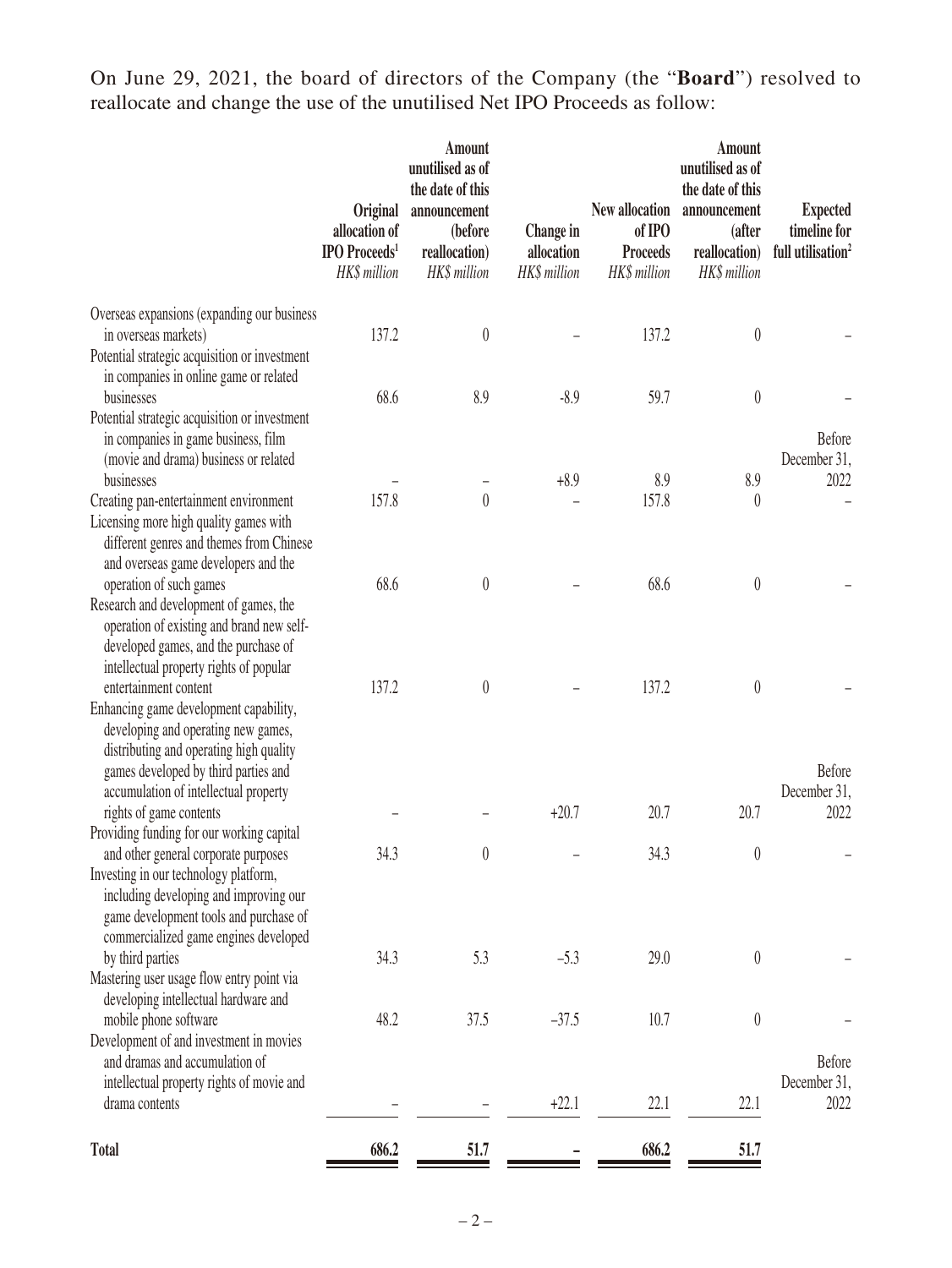On June 29, 2021, the board of directors of the Company (the "**Board**") resolved to reallocate and change the use of the unutilised Net IPO Proceeds as follow:

| | Original allocation of IPO Proceeds[1] *HK$ million* | Amount unutilised as of the date of this announcement (before reallocation) *HK$ million* | Change in allocation *HK$ million* | New allocation of IPO Proceeds *HK$ million* | Amount unutilised as of the date of this announcement (after reallocation) *HK$ million* | Expected timeline for full utilisation[2] |
|---|---|---|---|---|---|---|
| Overseas expansions (expanding our business in overseas markets) | 137.2 | 0 | – | 137.2 | 0 | – |
| Potential strategic acquisition or investment in companies in online game or related businesses | 68.6 | 8.9 | -8.9 | 59.7 | 0 | – |
| Potential strategic acquisition or investment in companies in game business, film (movie and drama) business or related businesses | – | – | +8.9 | 8.9 | 8.9 | Before December 31, 2022 |
| Creating pan-entertainment environment | 157.8 | 0 | – | 157.8 | 0 | – |
| Licensing more high quality games with different genres and themes from Chinese and overseas game developers and the operation of such games | 68.6 | 0 | – | 68.6 | 0 | – |
| Research and development of games, the operation of existing and brand new self-developed games, and the purchase of intellectual property rights of popular entertainment content | 137.2 | 0 | – | 137.2 | 0 | – |
| Enhancing game development capability, developing and operating new games, distributing and operating high quality games developed by third parties and accumulation of intellectual property rights of game contents | – | – | +20.7 | 20.7 | 20.7 | Before December 31, 2022 |
| Providing funding for our working capital and other general corporate purposes | 34.3 | 0 | – | 34.3 | 0 | – |
| Investing in our technology platform, including developing and improving our game development tools and purchase of commercialized game engines developed by third parties | 34.3 | 5.3 | –5.3 | 29.0 | 0 | – |
| Mastering user usage flow entry point via developing intellectual hardware and mobile phone software | 48.2 | 37.5 | –37.5 | 10.7 | 0 | – |
| Development of and investment in movies and dramas and accumulation of intellectual property rights of movie and drama contents | – | – | +22.1 | 22.1 | 22.1 | Before December 31, 2022 |
| **Total** | **686.2** | **51.7** | **–** | **686.2** | **51.7** | |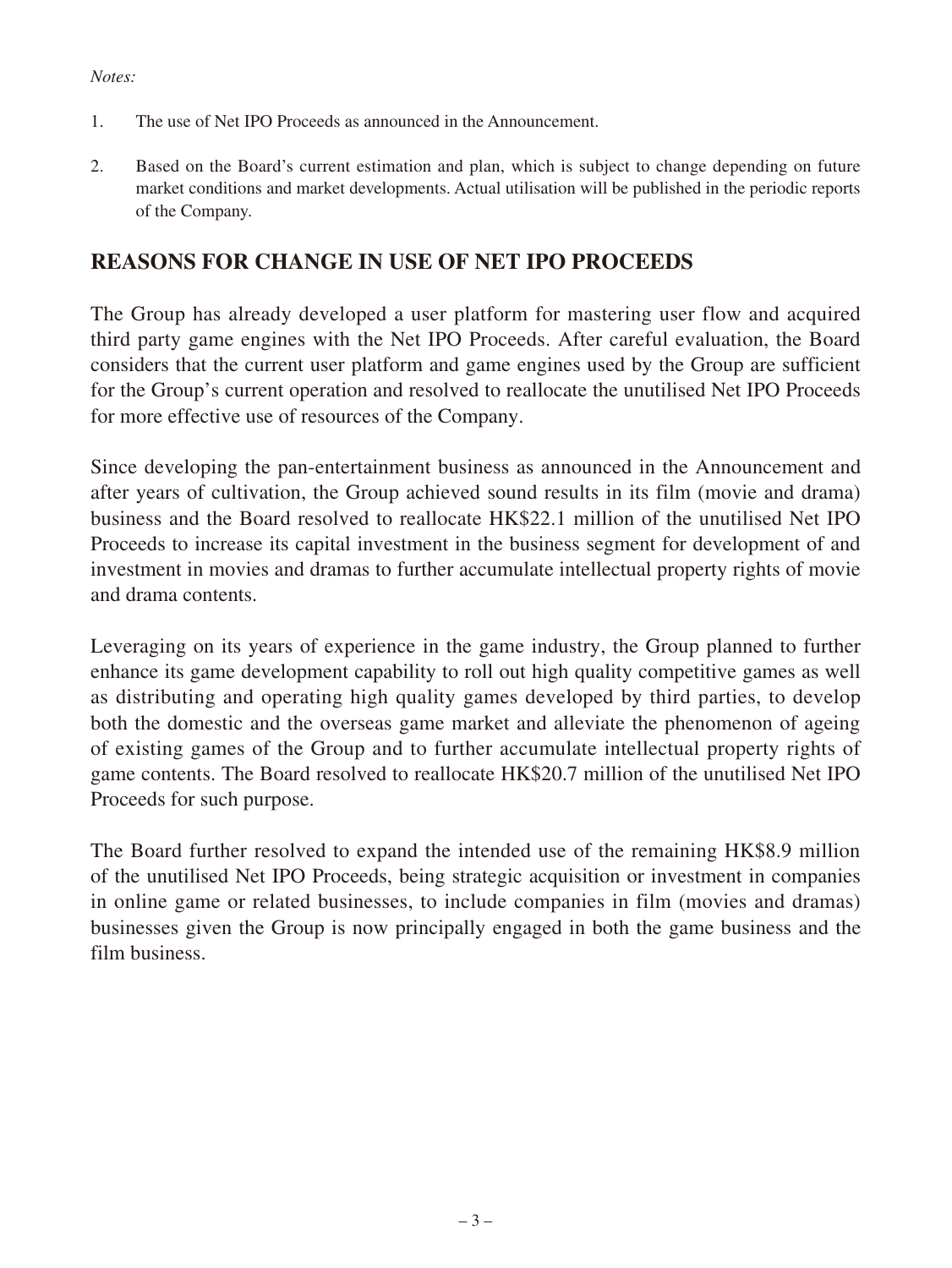*Notes:*

1. The use of Net IPO Proceeds as announced in the Announcement.

2. Based on the Board's current estimation and plan, which is subject to change depending on future market conditions and market developments. Actual utilisation will be published in the periodic reports of the Company.

## REASONS FOR CHANGE IN USE OF NET IPO PROCEEDS

The Group has already developed a user platform for mastering user flow and acquired third party game engines with the Net IPO Proceeds. After careful evaluation, the Board considers that the current user platform and game engines used by the Group are sufficient for the Group's current operation and resolved to reallocate the unutilised Net IPO Proceeds for more effective use of resources of the Company.

Since developing the pan-entertainment business as announced in the Announcement and after years of cultivation, the Group achieved sound results in its film (movie and drama) business and the Board resolved to reallocate HK$22.1 million of the unutilised Net IPO Proceeds to increase its capital investment in the business segment for development of and investment in movies and dramas to further accumulate intellectual property rights of movie and drama contents.

Leveraging on its years of experience in the game industry, the Group planned to further enhance its game development capability to roll out high quality competitive games as well as distributing and operating high quality games developed by third parties, to develop both the domestic and the overseas game market and alleviate the phenomenon of ageing of existing games of the Group and to further accumulate intellectual property rights of game contents. The Board resolved to reallocate HK$20.7 million of the unutilised Net IPO Proceeds for such purpose.

The Board further resolved to expand the intended use of the remaining HK$8.9 million of the unutilised Net IPO Proceeds, being strategic acquisition or investment in companies in online game or related businesses, to include companies in film (movies and dramas) businesses given the Group is now principally engaged in both the game business and the film business.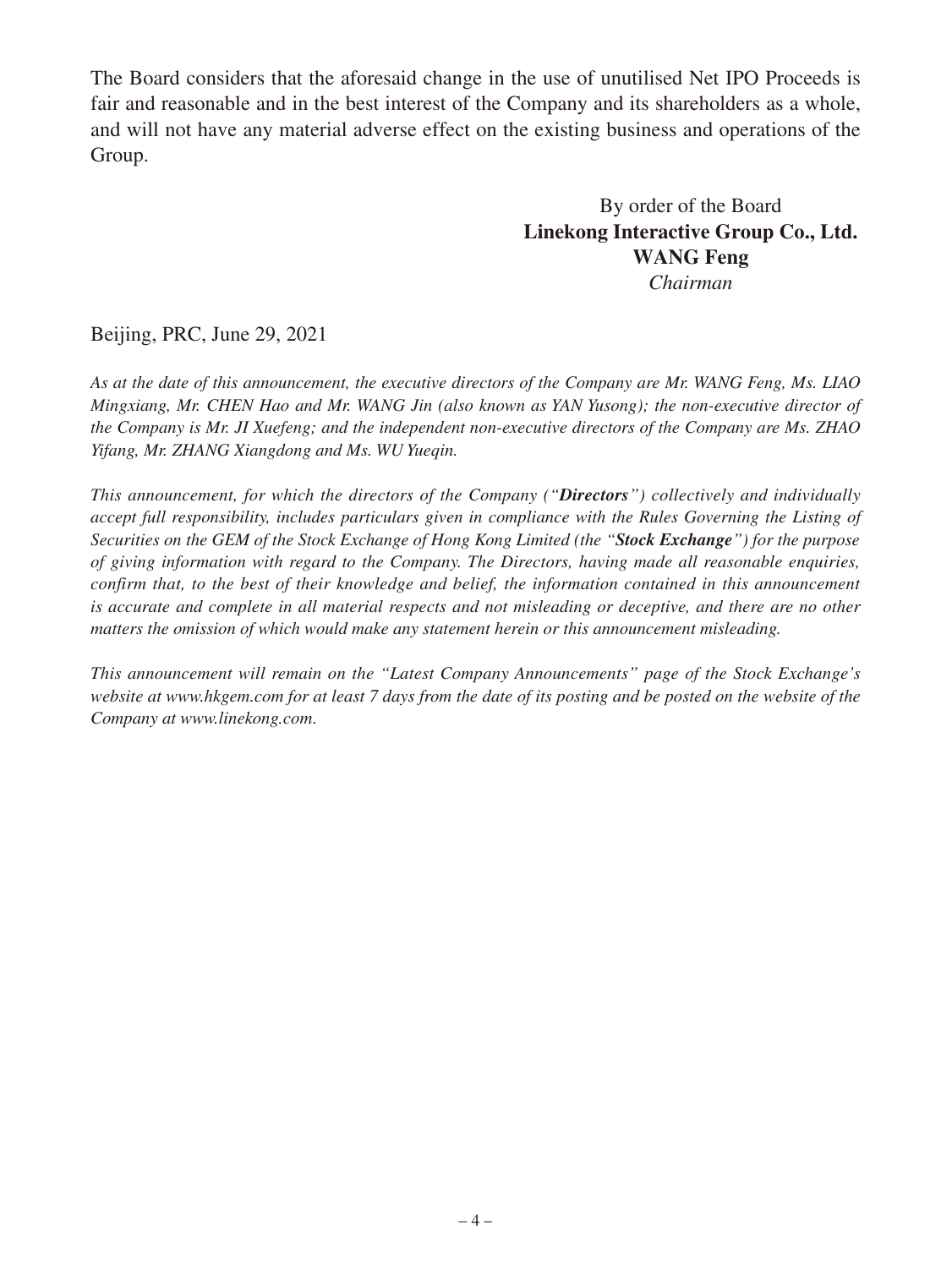The Board considers that the aforesaid change in the use of unutilised Net IPO Proceeds is fair and reasonable and in the best interest of the Company and its shareholders as a whole, and will not have any material adverse effect on the existing business and operations of the Group.

By order of the Board  
**Linekong Interactive Group Co., Ltd.**  
**WANG Feng**  
*Chairman*

Beijing, PRC, June 29, 2021

*As at the date of this announcement, the executive directors of the Company are Mr. WANG Feng, Ms. LIAO Mingxiang, Mr. CHEN Hao and Mr. WANG Jin (also known as YAN Yusong); the non-executive director of the Company is Mr. JI Xuefeng; and the independent non-executive directors of the Company are Ms. ZHAO Yifang, Mr. ZHANG Xiangdong and Ms. WU Yueqin.*

*This announcement, for which the directors of the Company ("**Directors**") collectively and individually accept full responsibility, includes particulars given in compliance with the Rules Governing the Listing of Securities on the GEM of the Stock Exchange of Hong Kong Limited (the "**Stock Exchange**") for the purpose of giving information with regard to the Company. The Directors, having made all reasonable enquiries, confirm that, to the best of their knowledge and belief, the information contained in this announcement is accurate and complete in all material respects and not misleading or deceptive, and there are no other matters the omission of which would make any statement herein or this announcement misleading.*

*This announcement will remain on the "Latest Company Announcements" page of the Stock Exchange's website at www.hkgem.com for at least 7 days from the date of its posting and be posted on the website of the Company at www.linekong.com.*